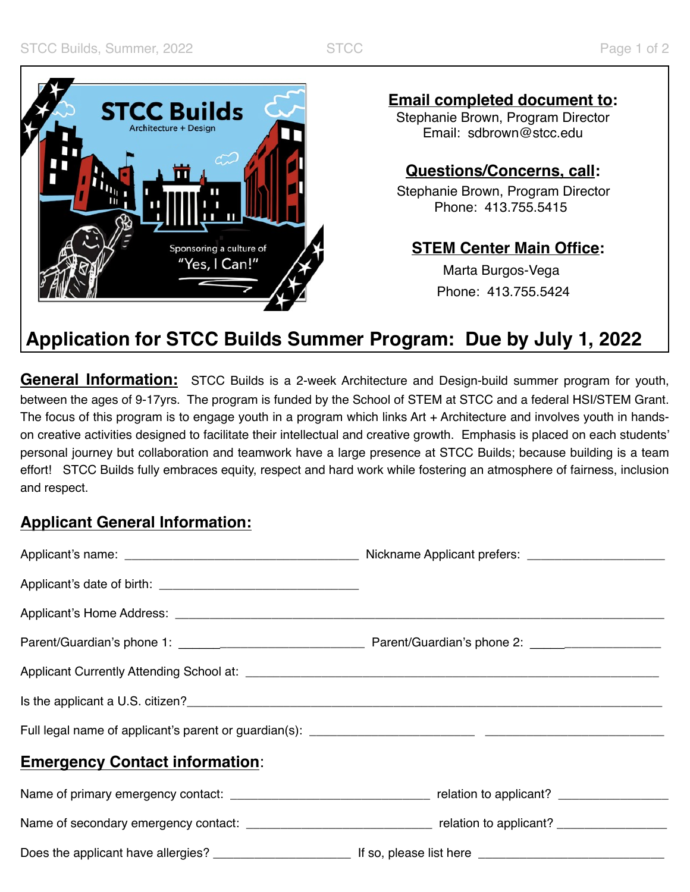STCC Builds
Architecture + Design

Sponsoring a culture of "Yes, I Can!"

**Email completed document to:**
Stephanie Brown, Program Director
Email: sdbrown@stcc.edu

**Questions/Concerns, call:**
Stephanie Brown, Program Director
Phone: 413.755.5415

**STEM Center Main Office:**
Marta Burgos-Vega
Phone: 413.755.5424

# Application for STCC Builds Summer Program: Due by July 1, 2022

**General Information:** STCC Builds is a 2-week Architecture and Design-build summer program for youth, between the ages of 9-17yrs. The program is funded by the School of STEM at STCC and a federal HSI/STEM Grant. The focus of this program is to engage youth in a program which links Art + Architecture and involves youth in hands-on creative activities designed to facilitate their intellectual and creative growth. Emphasis is placed on each students' personal journey but collaboration and teamwork have a large presence at STCC Builds; because building is a team effort! STCC Builds fully embraces equity, respect and hard work while fostering an atmosphere of fairness, inclusion and respect.

## Applicant General Information:

Applicant's name: ___________________________________ Nickname Applicant prefers: ____________________

Applicant's date of birth: _____________________________

Applicant's Home Address: ______________________________________________________________________

Parent/Guardian's phone 1: ____________________________ Parent/Guardian's phone 2: ___________________

Applicant Currently Attending School at: _________________________________________________________

Is the applicant a U.S. citizen?________________________________________________________________

Full legal name of applicant's parent or guardian(s): ________________________ ___________________________

## Emergency Contact information:

Name of primary emergency contact: ______________________________ relation to applicant? ________________

Name of secondary emergency contact: ____________________________ relation to applicant? ________________

Does the applicant have allergies? ____________________ If so, please list here ____________________________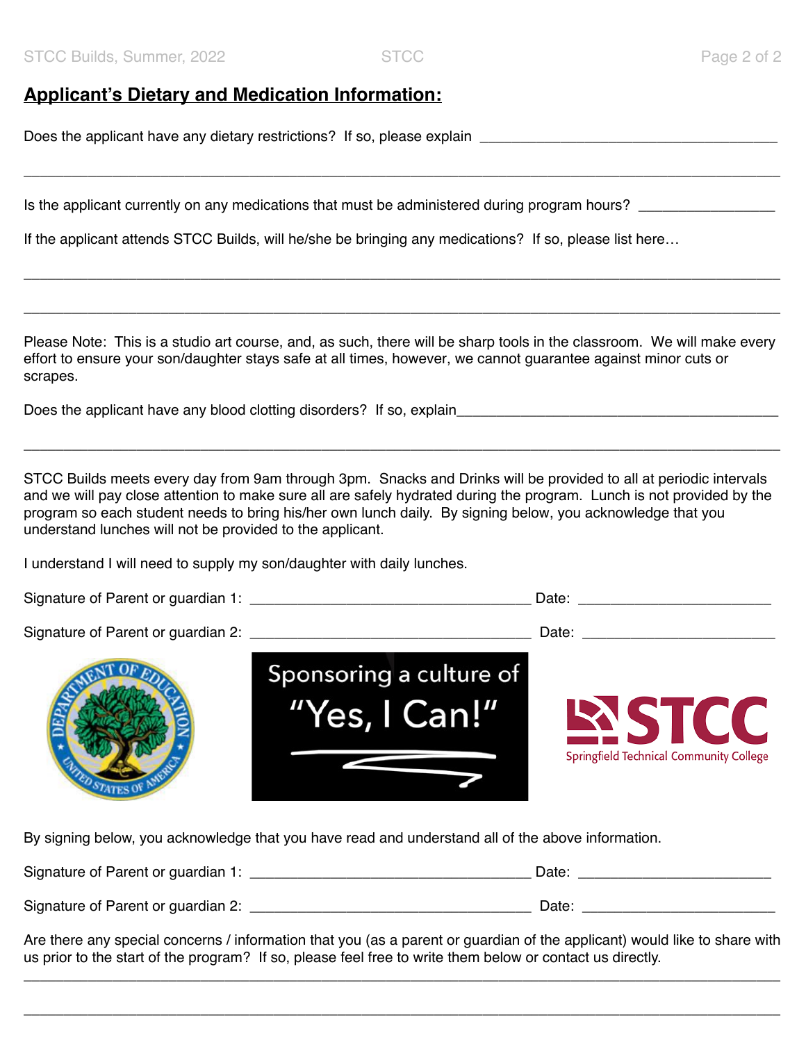## Applicant's Dietary and Medication Information:

Does the applicant have any dietary restrictions? If so, please explain ______________________________________

______________________________________________________________________________________________

Is the applicant currently on any medications that must be administered during program hours? _________________

If the applicant attends STCC Builds, will he/she be bringing any medications? If so, please list here…

______________________________________________________________________________________________

______________________________________________________________________________________________

Please Note: This is a studio art course, and, as such, there will be sharp tools in the classroom. We will make every effort to ensure your son/daughter stays safe at all times, however, we cannot guarantee against minor cuts or scrapes.

Does the applicant have any blood clotting disorders? If so, explain_________________________________________

______________________________________________________________________________________________

STCC Builds meets every day from 9am through 3pm. Snacks and Drinks will be provided to all at periodic intervals and we will pay close attention to make sure all are safely hydrated during the program. Lunch is not provided by the program so each student needs to bring his/her own lunch daily. By signing below, you acknowledge that you understand lunches will not be provided to the applicant.

I understand I will need to supply my son/daughter with daily lunches.

Signature of Parent or guardian 1: ___________________________________ Date: ________________________

Signature of Parent or guardian 2: ___________________________________ Date: ________________________

Sponsoring a culture of "Yes, I Can!"

STCC Springfield Technical Community College

By signing below, you acknowledge that you have read and understand all of the above information.

Signature of Parent or guardian 1: ___________________________________ Date: ________________________

Signature of Parent or guardian 2: ___________________________________ Date: ________________________

Are there any special concerns / information that you (as a parent or guardian of the applicant) would like to share with us prior to the start of the program? If so, please feel free to write them below or contact us directly.

______________________________________________________________________________________________

______________________________________________________________________________________________